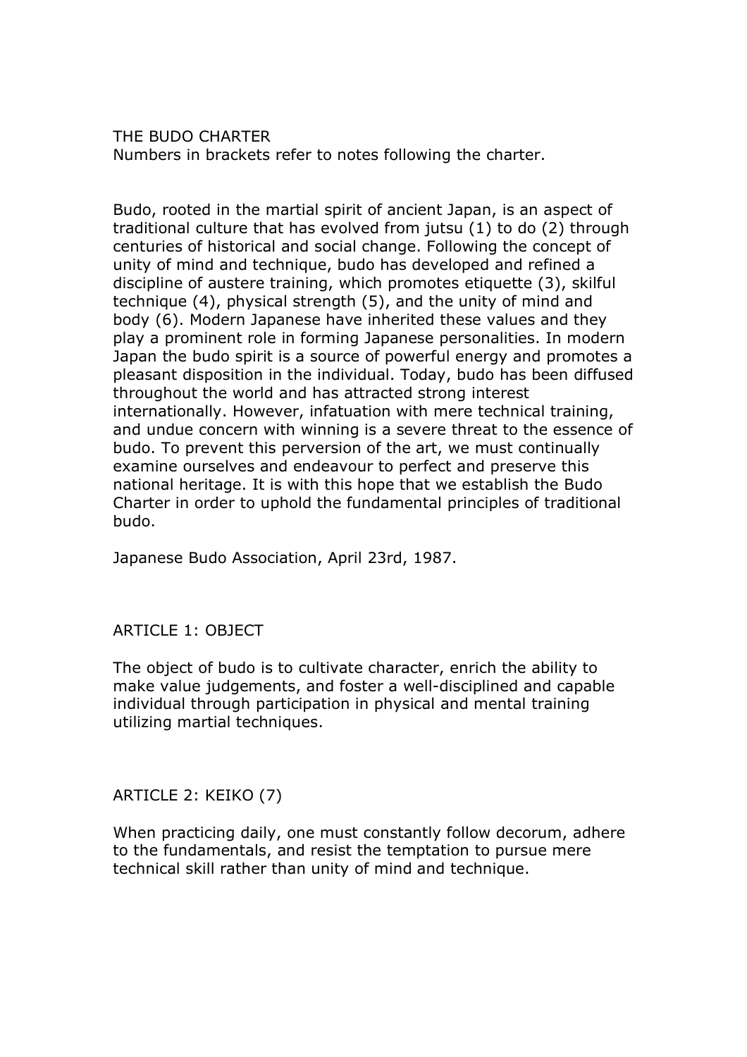# THE BUDO CHARTER

Numbers in brackets refer to notes following the charter.

Budo, rooted in the martial spirit of ancient Japan, is an aspect of traditional culture that has evolved from jutsu (1) to do (2) through centuries of historical and social change. Following the concept of unity of mind and technique, budo has developed and refined a discipline of austere training, which promotes etiquette (3), skilful technique (4), physical strength (5), and the unity of mind and body (6). Modern Japanese have inherited these values and they play a prominent role in forming Japanese personalities. In modern Japan the budo spirit is a source of powerful energy and promotes a pleasant disposition in the individual. Today, budo has been diffused throughout the world and has attracted strong interest internationally. However, infatuation with mere technical training, and undue concern with winning is a severe threat to the essence of budo. To prevent this perversion of the art, we must continually examine ourselves and endeavour to perfect and preserve this national heritage. It is with this hope that we establish the Budo Charter in order to uphold the fundamental principles of traditional budo.

Japanese Budo Association, April 23rd, 1987.

## ARTICLE 1: OBJECT

The object of budo is to cultivate character, enrich the ability to make value judgements, and foster a well-disciplined and capable individual through participation in physical and mental training utilizing martial techniques.

## ARTICLE 2: KEIKO (7)

When practicing daily, one must constantly follow decorum, adhere to the fundamentals, and resist the temptation to pursue mere technical skill rather than unity of mind and technique.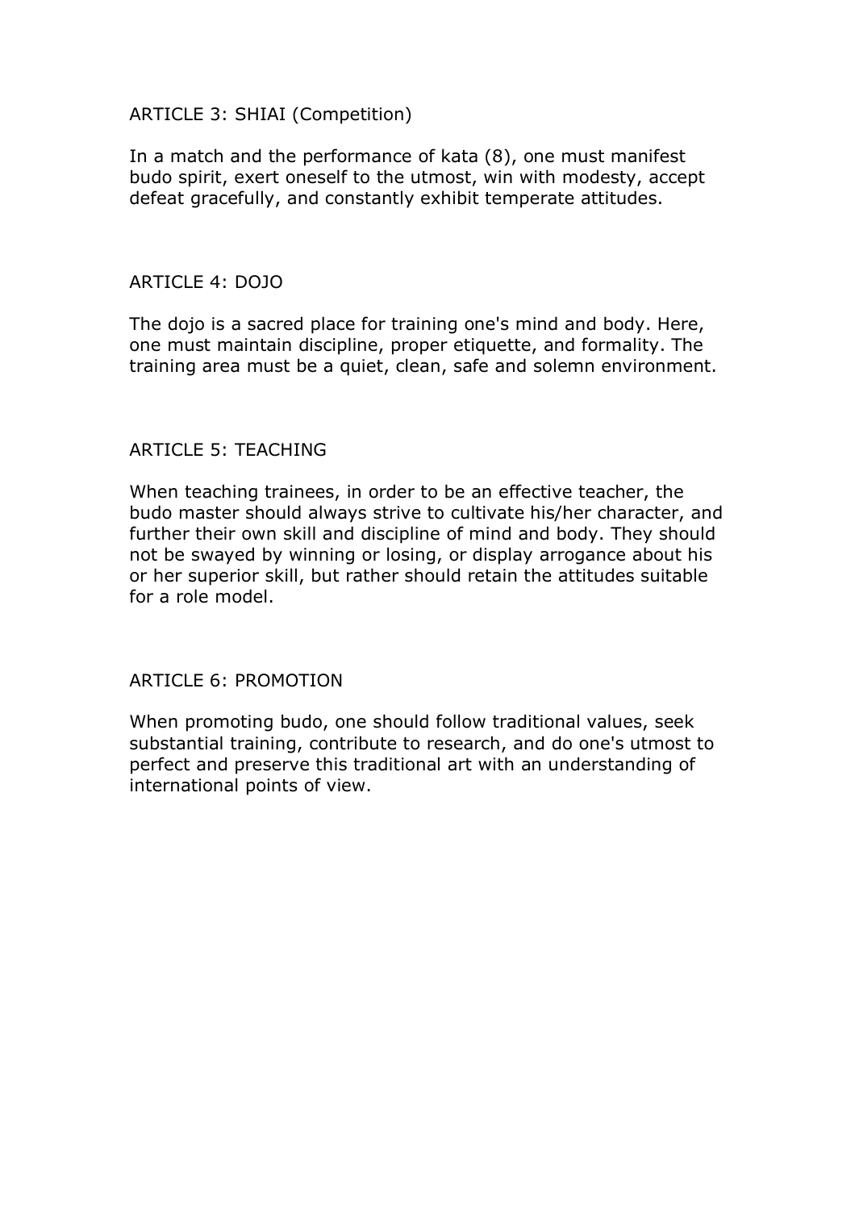## ARTICLE 3: SHIAI (Competition)

In a match and the performance of kata (8), one must manifest budo spirit, exert oneself to the utmost, win with modesty, accept defeat gracefully, and constantly exhibit temperate attitudes.

## ARTICLE 4: DOJO

The dojo is a sacred place for training one's mind and body. Here, one must maintain discipline, proper etiquette, and formality. The training area must be a quiet, clean, safe and solemn environment.

## ARTICLE 5: TEACHING

When teaching trainees, in order to be an effective teacher, the budo master should always strive to cultivate his/her character, and further their own skill and discipline of mind and body. They should not be swayed by winning or losing, or display arrogance about his or her superior skill, but rather should retain the attitudes suitable for a role model.

## ARTICLE 6: PROMOTION

When promoting budo, one should follow traditional values, seek substantial training, contribute to research, and do one's utmost to perfect and preserve this traditional art with an understanding of international points of view.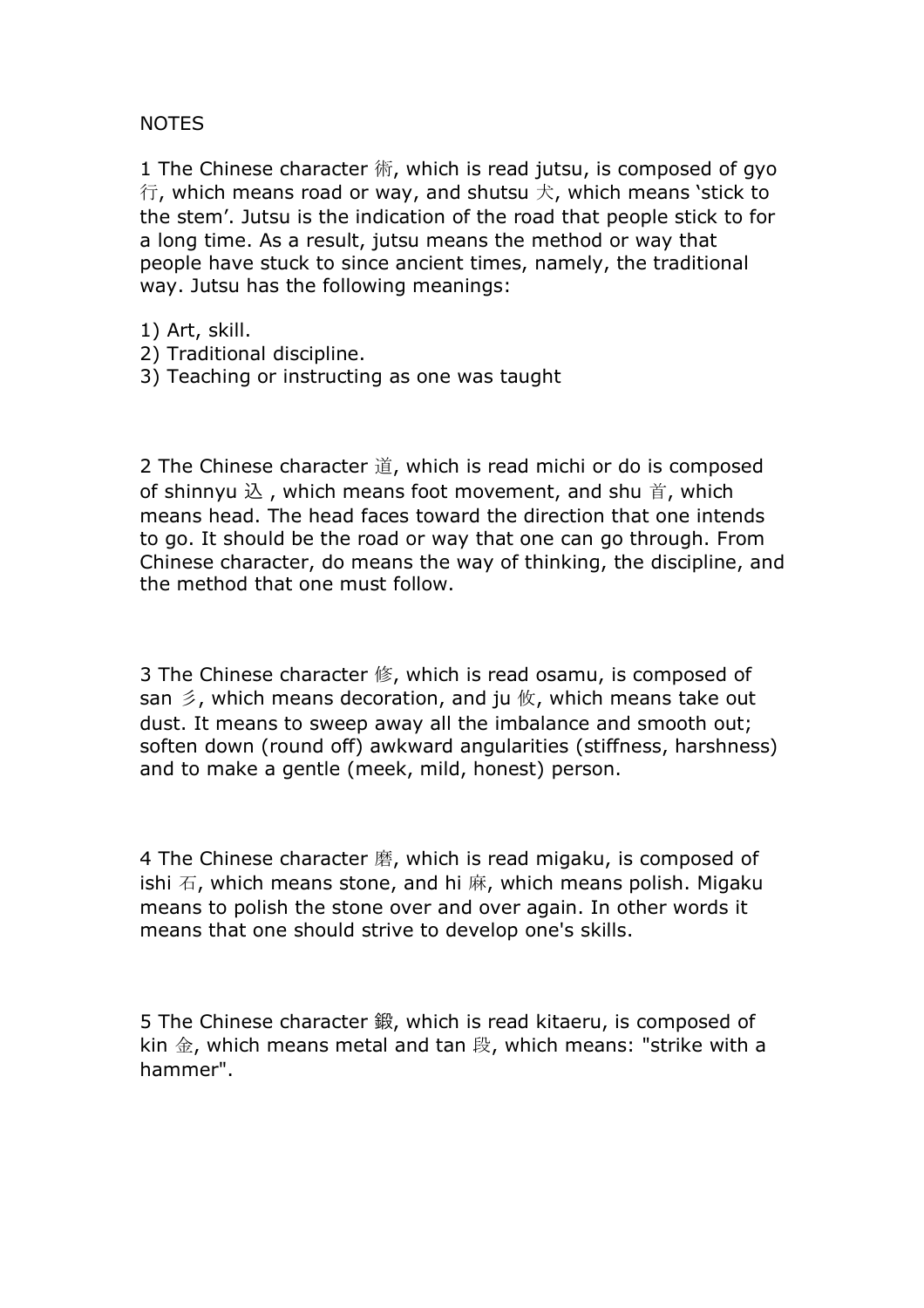NOTES

1 The Chinese character 術, which is read jutsu, is composed of gyo 行, which means road or way, and shutsu 朮, which means 'stick to the stem'. Jutsu is the indication of the road that people stick to for a long time. As a result, jutsu means the method or way that people have stuck to since ancient times, namely, the traditional way. Jutsu has the following meanings:

1) Art, skill.
2) Traditional discipline.
3) Teaching or instructing as one was taught

2 The Chinese character 道, which is read michi or do is composed of shinnyu 辶 , which means foot movement, and shu 首, which means head. The head faces toward the direction that one intends to go. It should be the road or way that one can go through. From Chinese character, do means the way of thinking, the discipline, and the method that one must follow.

3 The Chinese character 修, which is read osamu, is composed of san 彡, which means decoration, and ju 攸, which means take out dust. It means to sweep away all the imbalance and smooth out; soften down (round off) awkward angularities (stiffness, harshness) and to make a gentle (meek, mild, honest) person.

4 The Chinese character 磨, which is read migaku, is composed of ishi 石, which means stone, and hi 麻, which means polish. Migaku means to polish the stone over and over again. In other words it means that one should strive to develop one's skills.

5 The Chinese character 鍛, which is read kitaeru, is composed of kin 金, which means metal and tan 段, which means: "strike with a hammer".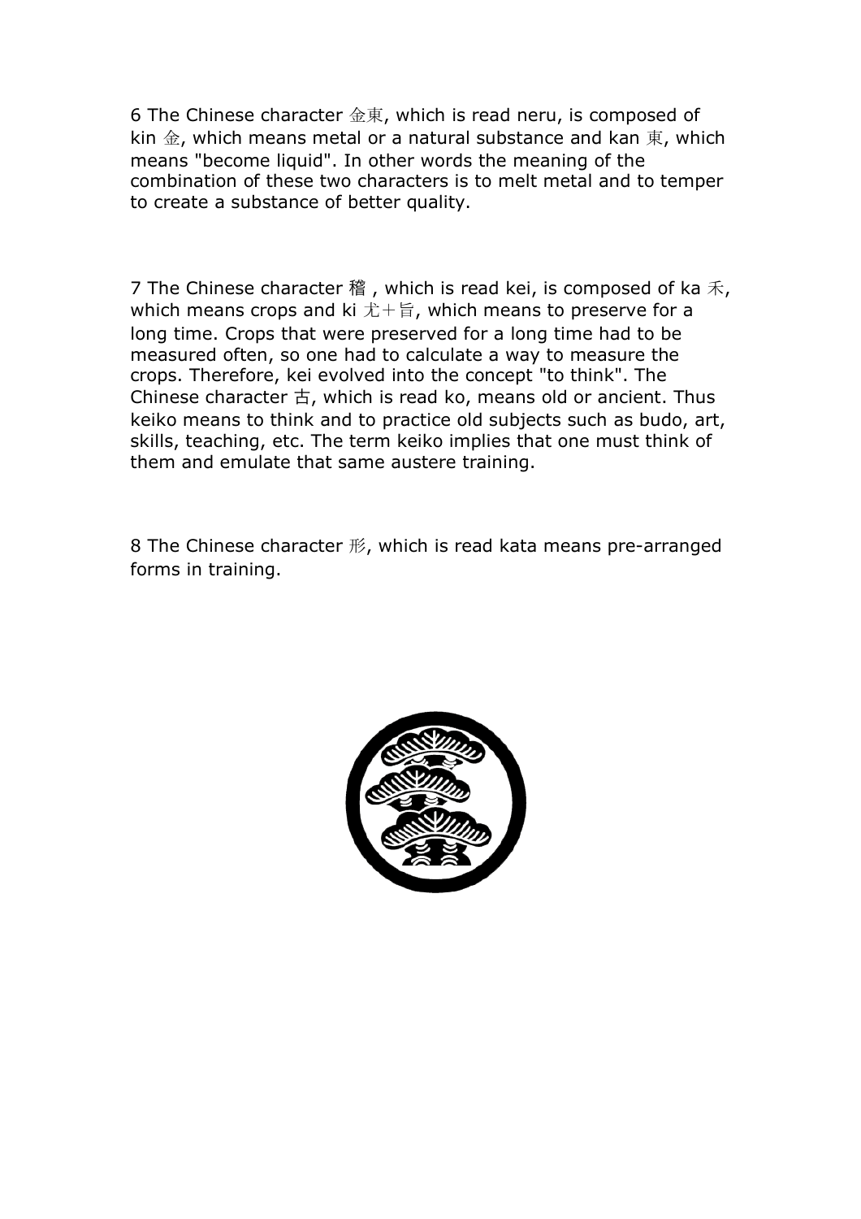6 The Chinese character 金東, which is read neru, is composed of kin 金, which means metal or a natural substance and kan 東, which means "become liquid". In other words the meaning of the combination of these two characters is to melt metal and to temper to create a substance of better quality.

7 The Chinese character 稽 , which is read kei, is composed of ka 禾, which means crops and ki 尤＋旨, which means to preserve for a long time. Crops that were preserved for a long time had to be measured often, so one had to calculate a way to measure the crops. Therefore, kei evolved into the concept "to think". The Chinese character 古, which is read ko, means old or ancient. Thus keiko means to think and to practice old subjects such as budo, art, skills, teaching, etc. The term keiko implies that one must think of them and emulate that same austere training.

8 The Chinese character 形, which is read kata means pre-arranged forms in training.